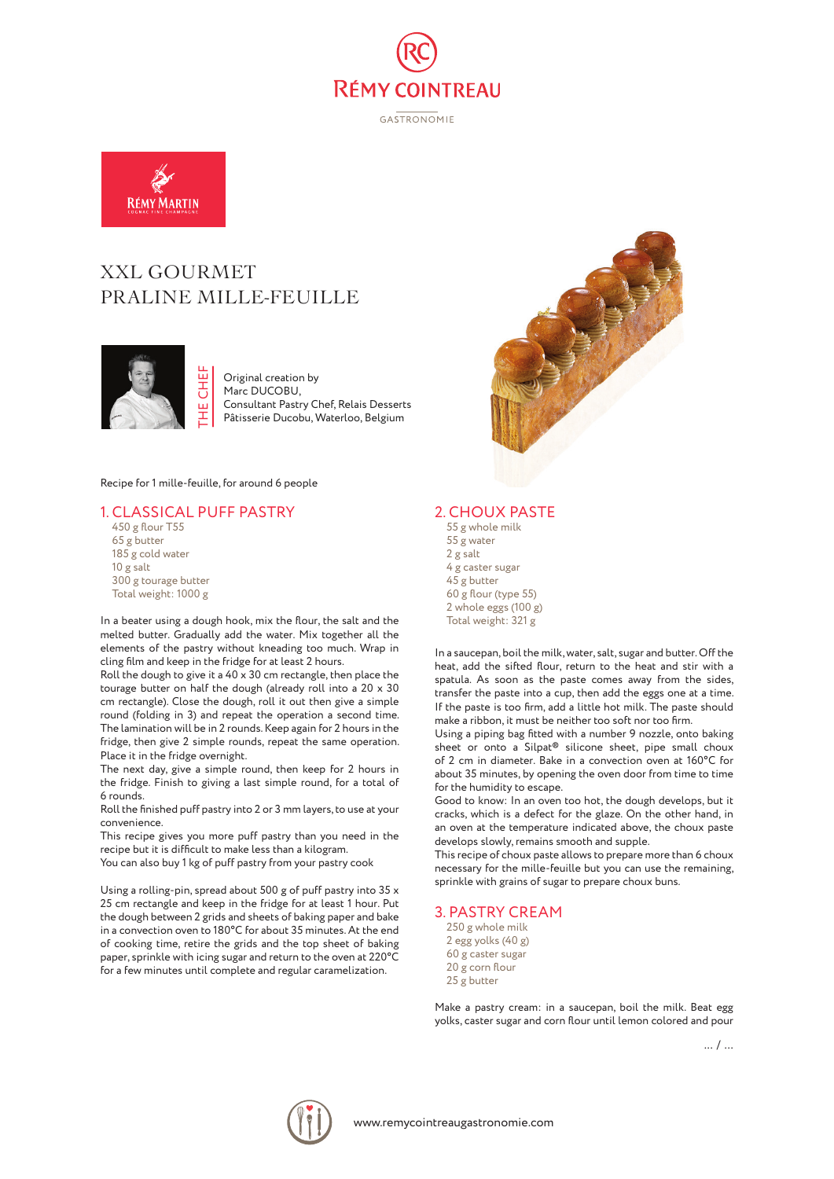RÉMY COINTREAU

GASTRONOMIE

RÉMY MARTIN
COGNAC FINE CHAMPAGNE

# XXL GOURMET PRALINE MILLE-FEUILLE

THE CHEF

Original creation by
Marc DUCOBU,
Consultant Pastry Chef, Relais Desserts
Pâtisserie Ducobu, Waterloo, Belgium

Recipe for 1 mille-feuille, for around 6 people

## 1. CLASSICAL PUFF PASTRY

450 g flour T55
65 g butter
185 g cold water
10 g salt
300 g tourage butter
Total weight: 1000 g

In a beater using a dough hook, mix the flour, the salt and the melted butter. Gradually add the water. Mix together all the elements of the pastry without kneading too much. Wrap in cling film and keep in the fridge for at least 2 hours.
Roll the dough to give it a 40 x 30 cm rectangle, then place the tourage butter on half the dough (already roll into a 20 x 30 cm rectangle). Close the dough, roll it out then give a simple round (folding in 3) and repeat the operation a second time. The lamination will be in 2 rounds. Keep again for 2 hours in the fridge, then give 2 simple rounds, repeat the same operation. Place it in the fridge overnight.
The next day, give a simple round, then keep for 2 hours in the fridge. Finish to giving a last simple round, for a total of 6 rounds.
Roll the finished puff pastry into 2 or 3 mm layers, to use at your convenience.
This recipe gives you more puff pastry than you need in the recipe but it is difficult to make less than a kilogram.
You can also buy 1 kg of puff pastry from your pastry cook

Using a rolling-pin, spread about 500 g of puff pastry into 35 x 25 cm rectangle and keep in the fridge for at least 1 hour. Put the dough between 2 grids and sheets of baking paper and bake in a convection oven to 180°C for about 35 minutes. At the end of cooking time, retire the grids and the top sheet of baking paper, sprinkle with icing sugar and return to the oven at 220°C for a few minutes until complete and regular caramelization.

## 2. CHOUX PASTE

55 g whole milk
55 g water
2 g salt
4 g caster sugar
45 g butter
60 g flour (type 55)
2 whole eggs (100 g)
Total weight: 321 g

In a saucepan, boil the milk, water, salt, sugar and butter. Off the heat, add the sifted flour, return to the heat and stir with a spatula. As soon as the paste comes away from the sides, transfer the paste into a cup, then add the eggs one at a time. If the paste is too firm, add a little hot milk. The paste should make a ribbon, it must be neither too soft nor too firm.
Using a piping bag fitted with a number 9 nozzle, onto baking sheet or onto a Silpat® silicone sheet, pipe small choux of 2 cm in diameter. Bake in a convection oven at 160°C for about 35 minutes, by opening the oven door from time to time for the humidity to escape.
Good to know: In an oven too hot, the dough develops, but it cracks, which is a defect for the glaze. On the other hand, in an oven at the temperature indicated above, the choux paste develops slowly, remains smooth and supple.
This recipe of choux paste allows to prepare more than 6 choux necessary for the mille-feuille but you can use the remaining, sprinkle with grains of sugar to prepare choux buns.

## 3. PASTRY CREAM

250 g whole milk
2 egg yolks (40 g)
60 g caster sugar
20 g corn flour
25 g butter

Make a pastry cream: in a saucepan, boil the milk. Beat egg yolks, caster sugar and corn flour until lemon colored and pour

... / ...

www.remycointreaugastronomie.com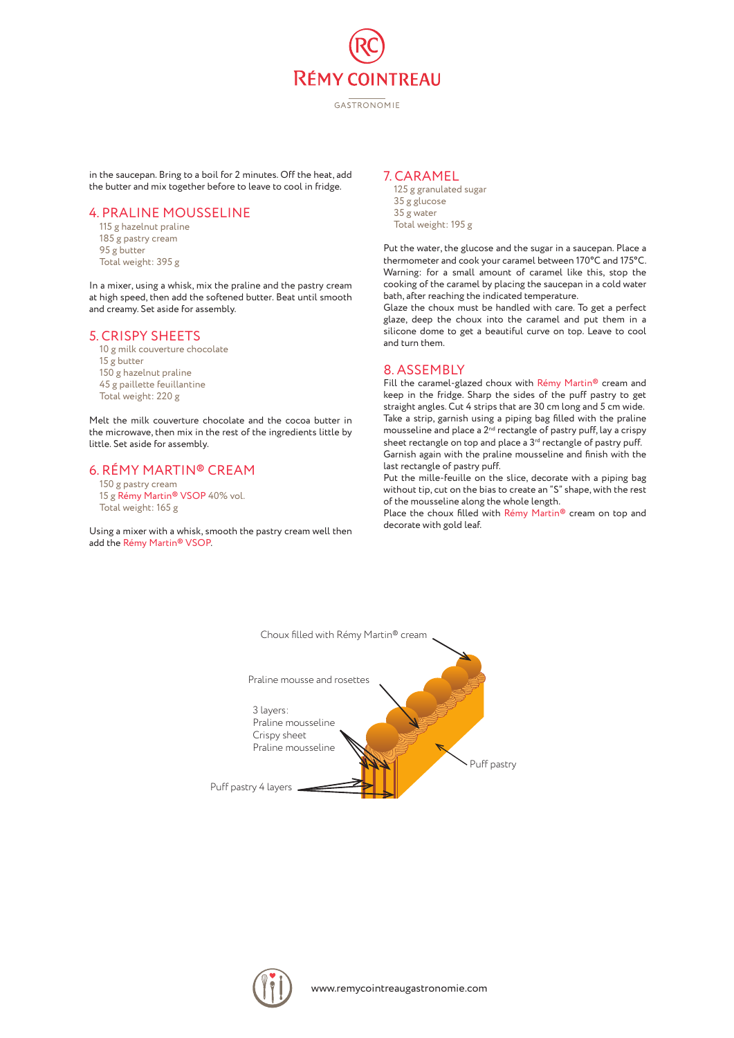in the saucepan. Bring to a boil for 2 minutes. Off the heat, add the butter and mix together before to leave to cool in fridge.

## 4. PRALINE MOUSSELINE

115 g hazelnut praline
185 g pastry cream
95 g butter
Total weight: 395 g

In a mixer, using a whisk, mix the praline and the pastry cream at high speed, then add the softened butter. Beat until smooth and creamy. Set aside for assembly.

## 5. CRISPY SHEETS

10 g milk couverture chocolate
15 g butter
150 g hazelnut praline
45 g paillette feuillantine
Total weight: 220 g

Melt the milk couverture chocolate and the cocoa butter in the microwave, then mix in the rest of the ingredients little by little. Set aside for assembly.

## 6. RÉMY MARTIN® CREAM

150 g pastry cream
15 g Rémy Martin® VSOP 40% vol.
Total weight: 165 g

Using a mixer with a whisk, smooth the pastry cream well then add the Rémy Martin® VSOP.

## 7. CARAMEL

125 g granulated sugar
35 g glucose
35 g water
Total weight: 195 g

Put the water, the glucose and the sugar in a saucepan. Place a thermometer and cook your caramel between 170°C and 175°C. Warning: for a small amount of caramel like this, stop the cooking of the caramel by placing the saucepan in a cold water bath, after reaching the indicated temperature.
Glaze the choux must be handled with care. To get a perfect glaze, deep the choux into the caramel and put them in a silicone dome to get a beautiful curve on top. Leave to cool and turn them.

## 8. ASSEMBLY

Fill the caramel-glazed choux with Rémy Martin® cream and keep in the fridge. Sharp the sides of the puff pastry to get straight angles. Cut 4 strips that are 30 cm long and 5 cm wide. Take a strip, garnish using a piping bag filled with the praline mousseline and place a 2nd rectangle of pastry puff, lay a crispy sheet rectangle on top and place a 3rd rectangle of pastry puff. Garnish again with the praline mousseline and finish with the last rectangle of pastry puff.
Put the mille-feuille on the slice, decorate with a piping bag without tip, cut on the bias to create an "S" shape, with the rest of the mousseline along the whole length.
Place the choux filled with Rémy Martin® cream on top and decorate with gold leaf.

Choux filled with Rémy Martin® cream
Praline mousse and rosettes
3 layers:
Praline mousseline
Crispy sheet
Praline mousseline
Puff pastry
Puff pastry 4 layers